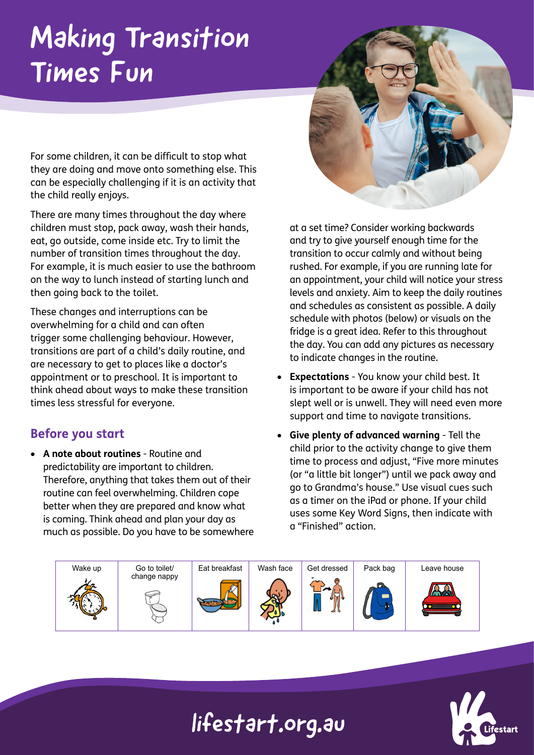# Making Transition Times Fun

For some children, it can be difficult to stop what they are doing and move onto something else. This can be especially challenging if it is an activity that the child really enjoys.

There are many times throughout the day where children must stop, pack away, wash their hands, eat, go outside, come inside etc. Try to limit the number of transition times throughout the day. For example, it is much easier to use the bathroom on the way to lunch instead of starting lunch and then going back to the toilet.

These changes and interruptions can be overwhelming for a child and can often trigger some challenging behaviour. However, transitions are part of a child's daily routine, and are necessary to get to places like a doctor's appointment or to preschool. It is important to think ahead about ways to make these transition times less stressful for everyone.

## Before you start

- **A note about routines** - Routine and predictability are important to children. Therefore, anything that takes them out of their routine can feel overwhelming. Children cope better when they are prepared and know what is coming. Think ahead and plan your day as much as possible. Do you have to be somewhere at a set time? Consider working backwards and try to give yourself enough time for the transition to occur calmly and without being rushed. For example, if you are running late for an appointment, your child will notice your stress levels and anxiety. Aim to keep the daily routines and schedules as consistent as possible. A daily schedule with photos (below) or visuals on the fridge is a great idea. Refer to this throughout the day. You can add any pictures as necessary to indicate changes in the routine.
- **Expectations** - You know your child best. It is important to be aware if your child has not slept well or is unwell. They will need even more support and time to navigate transitions.
- **Give plenty of advanced warning** - Tell the child prior to the activity change to give them time to process and adjust, "Five more minutes (or "a little bit longer") until we pack away and go to Grandma's house." Use visual cues such as a timer on the iPad or phone. If your child uses some Key Word Signs, then indicate with a "Finished" action.

| Wake up | Go to toilet/ change nappy | Eat breakfast | Wash face | Get dressed | Pack bag | Leave house |
|---|---|---|---|---|---|---|

lifestart.org.au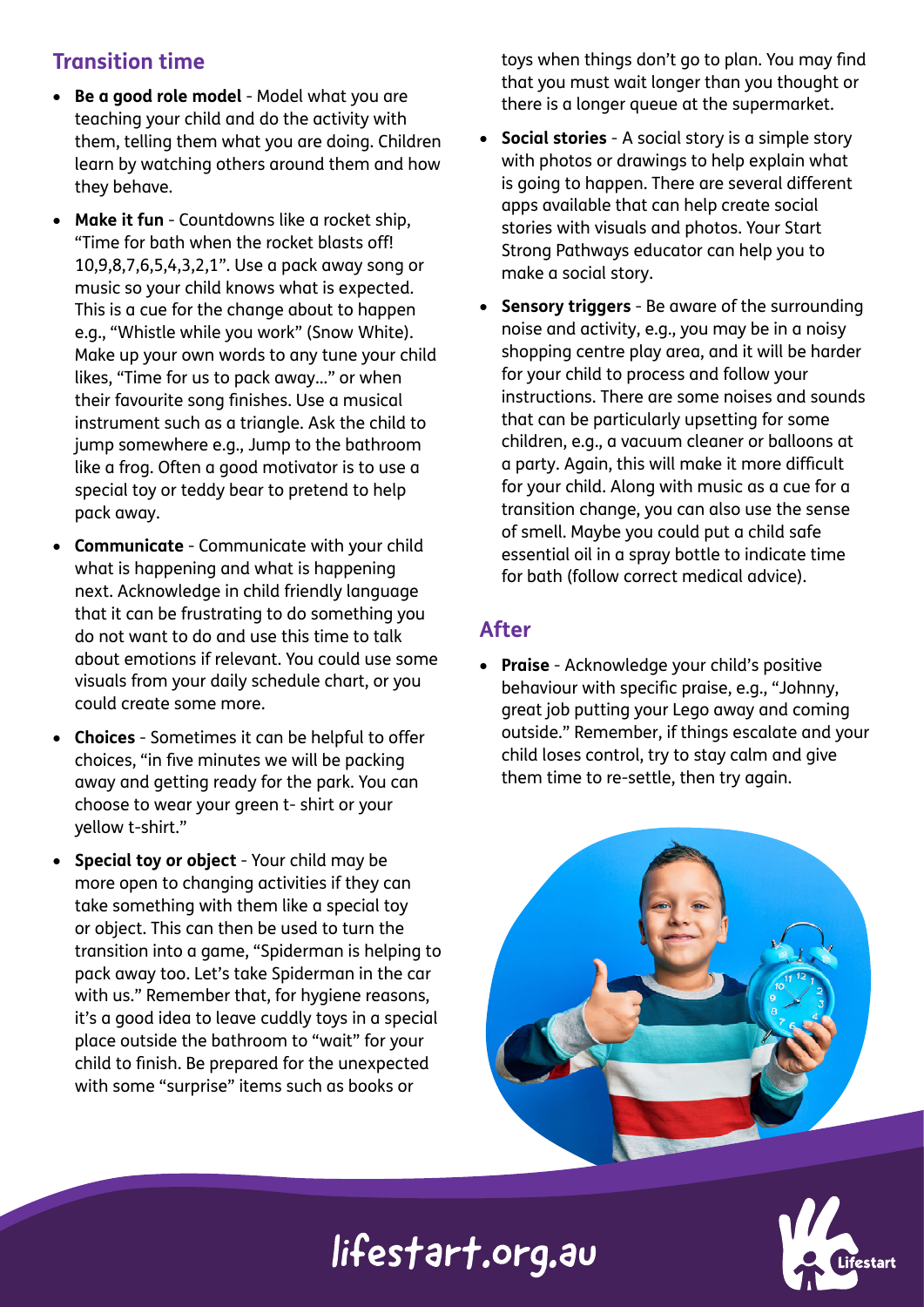## Transition time

- **Be a good role model** - Model what you are teaching your child and do the activity with them, telling them what you are doing. Children learn by watching others around them and how they behave.
- **Make it fun** - Countdowns like a rocket ship, "Time for bath when the rocket blasts off! 10,9,8,7,6,5,4,3,2,1". Use a pack away song or music so your child knows what is expected. This is a cue for the change about to happen e.g., "Whistle while you work" (Snow White). Make up your own words to any tune your child likes, "Time for us to pack away..." or when their favourite song finishes. Use a musical instrument such as a triangle. Ask the child to jump somewhere e.g., Jump to the bathroom like a frog. Often a good motivator is to use a special toy or teddy bear to pretend to help pack away.
- **Communicate** - Communicate with your child what is happening and what is happening next. Acknowledge in child friendly language that it can be frustrating to do something you do not want to do and use this time to talk about emotions if relevant. You could use some visuals from your daily schedule chart, or you could create some more.
- **Choices** - Sometimes it can be helpful to offer choices, "in five minutes we will be packing away and getting ready for the park. You can choose to wear your green t- shirt or your yellow t-shirt."
- **Special toy or object** - Your child may be more open to changing activities if they can take something with them like a special toy or object. This can then be used to turn the transition into a game, "Spiderman is helping to pack away too. Let's take Spiderman in the car with us." Remember that, for hygiene reasons, it's a good idea to leave cuddly toys in a special place outside the bathroom to "wait" for your child to finish. Be prepared for the unexpected with some "surprise" items such as books or toys when things don't go to plan. You may find that you must wait longer than you thought or there is a longer queue at the supermarket.
- **Social stories** - A social story is a simple story with photos or drawings to help explain what is going to happen. There are several different apps available that can help create social stories with visuals and photos. Your Start Strong Pathways educator can help you to make a social story.
- **Sensory triggers** - Be aware of the surrounding noise and activity, e.g., you may be in a noisy shopping centre play area, and it will be harder for your child to process and follow your instructions. There are some noises and sounds that can be particularly upsetting for some children, e.g., a vacuum cleaner or balloons at a party. Again, this will make it more difficult for your child. Along with music as a cue for a transition change, you can also use the sense of smell. Maybe you could put a child safe essential oil in a spray bottle to indicate time for bath (follow correct medical advice).

## After

- **Praise** - Acknowledge your child's positive behaviour with specific praise, e.g., "Johnny, great job putting your Lego away and coming outside." Remember, if things escalate and your child loses control, try to stay calm and give them time to re-settle, then try again.

lifestart.org.au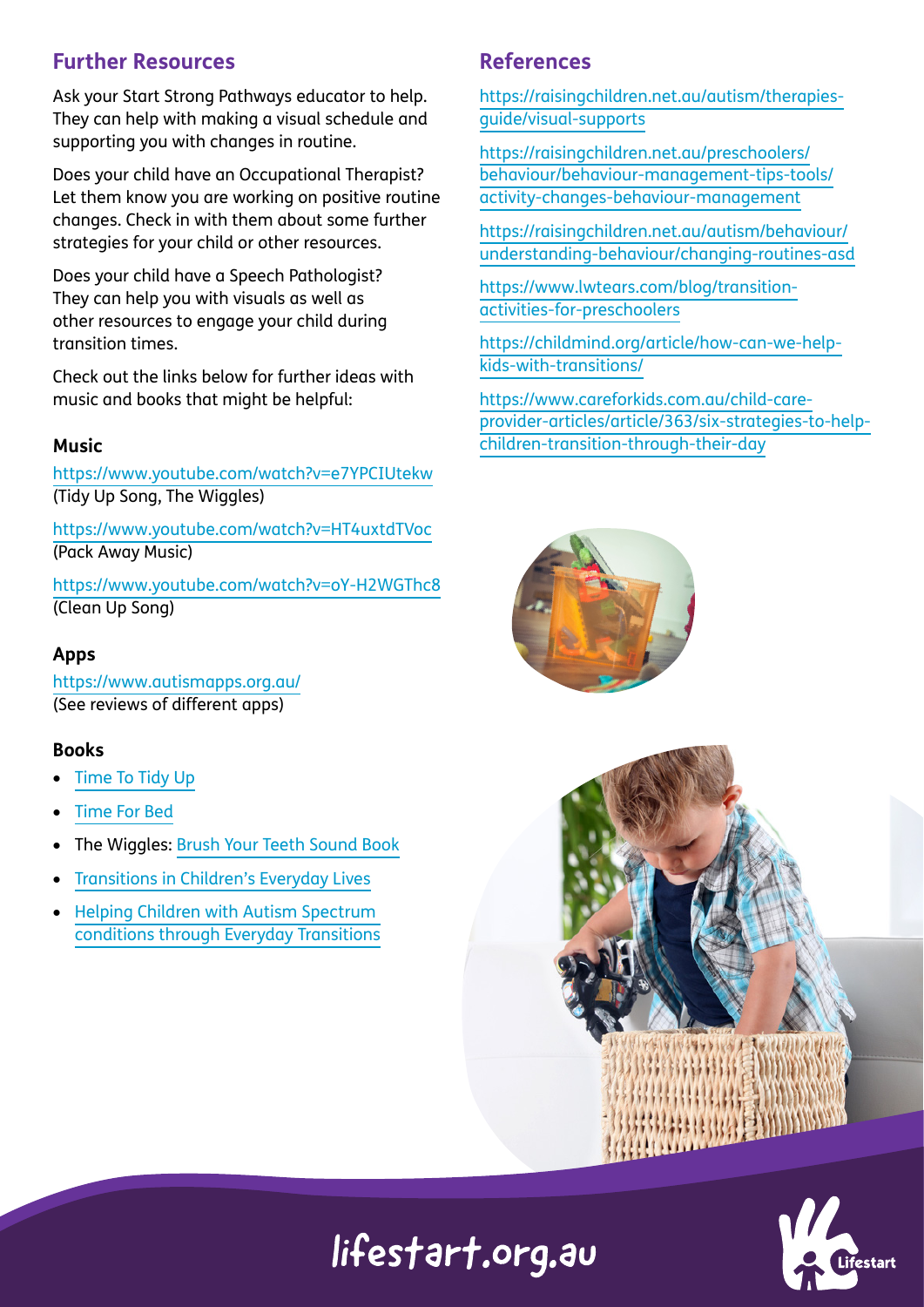## Further Resources

Ask your Start Strong Pathways educator to help. They can help with making a visual schedule and supporting you with changes in routine.

Does your child have an Occupational Therapist? Let them know you are working on positive routine changes. Check in with them about some further strategies for your child or other resources.

Does your child have a Speech Pathologist? They can help you with visuals as well as other resources to engage your child during transition times.

Check out the links below for further ideas with music and books that might be helpful:

### Music

https://www.youtube.com/watch?v=e7YPCIUtekw
(Tidy Up Song, The Wiggles)

https://www.youtube.com/watch?v=HT4uxtdTVoc
(Pack Away Music)

https://www.youtube.com/watch?v=oY-H2WGThc8
(Clean Up Song)

### Apps

https://www.autismapps.org.au/
(See reviews of different apps)

### Books

- Time To Tidy Up
- Time For Bed
- The Wiggles: Brush Your Teeth Sound Book
- Transitions in Children's Everyday Lives
- Helping Children with Autism Spectrum conditions through Everyday Transitions

## References

https://raisingchildren.net.au/autism/therapies-guide/visual-supports

https://raisingchildren.net.au/preschoolers/behaviour/behaviour-management-tips-tools/activity-changes-behaviour-management

https://raisingchildren.net.au/autism/behaviour/understanding-behaviour/changing-routines-asd

https://www.lwtears.com/blog/transition-activities-for-preschoolers

https://childmind.org/article/how-can-we-help-kids-with-transitions/

https://www.careforkids.com.au/child-care-provider-articles/article/363/six-strategies-to-help-children-transition-through-their-day

lifestart.org.au